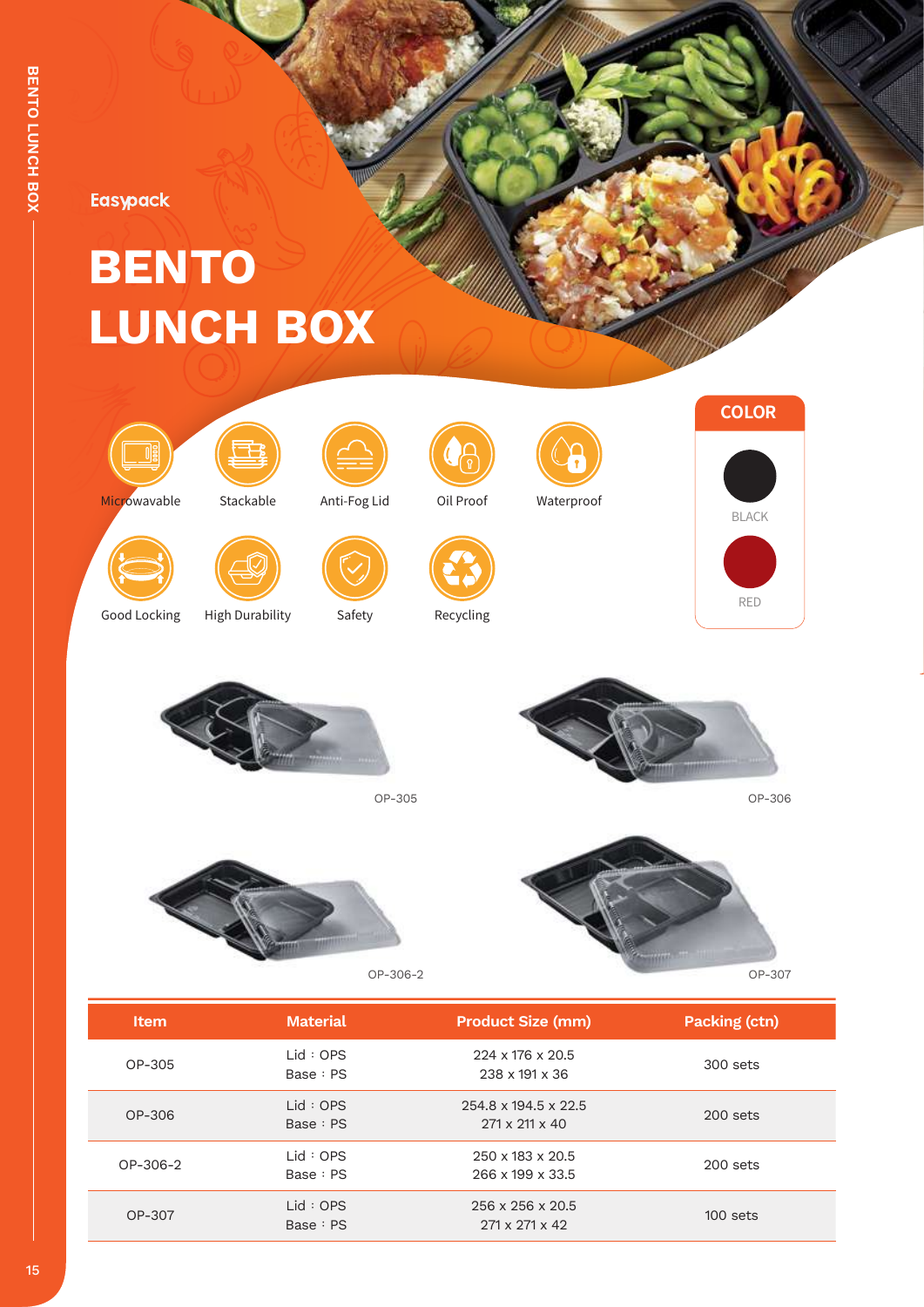Easypack

# BENTO LUNCH BOX

Microwavable

Stackable

Anti-Fog Lid

Oil Proof

Waterproof

Good Locking

High Durability

Safety

Recycling

**COLOR**

BLACK

RED

OP-305

OP-306

OP-306-2

OP-307

| Item | Material | Product Size (mm) | Packing (ctn) |
|---|---|---|---|
| OP-305 | Lid：OPS<br>Base：PS | 224 x 176 x 20.5<br>238 x 191 x 36 | 300 sets |
| OP-306 | Lid：OPS<br>Base：PS | 254.8 x 194.5 x 22.5<br>271 x 211 x 40 | 200 sets |
| OP-306-2 | Lid：OPS<br>Base：PS | 250 x 183 x 20.5<br>266 x 199 x 33.5 | 200 sets |
| OP-307 | Lid：OPS<br>Base：PS | 256 x 256 x 20.5<br>271 x 271 x 42 | 100 sets |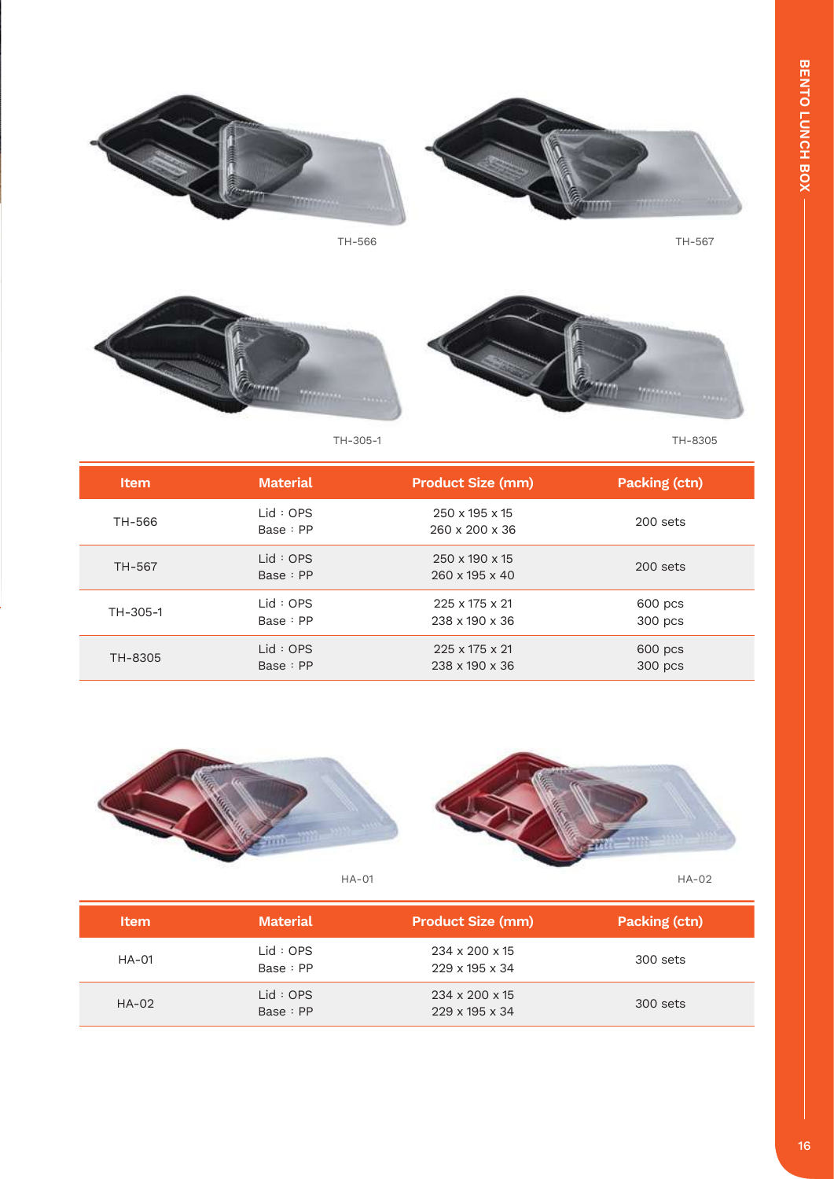# BENTO LUNCH BOX

TH-566

TH-567

TH-305-1

TH-8305

| Item | Material | Product Size (mm) | Packing (ctn) |
|---|---|---|---|
| TH-566 | Lid : OPS<br>Base : PP | 250 x 195 x 15<br>260 x 200 x 36 | 200 sets |
| TH-567 | Lid : OPS<br>Base : PP | 250 x 190 x 15<br>260 x 195 x 40 | 200 sets |
| TH-305-1 | Lid : OPS<br>Base : PP | 225 x 175 x 21<br>238 x 190 x 36 | 600 pcs<br>300 pcs |
| TH-8305 | Lid : OPS<br>Base : PP | 225 x 175 x 21<br>238 x 190 x 36 | 600 pcs<br>300 pcs |

HA-01

HA-02

| Item | Material | Product Size (mm) | Packing (ctn) |
|---|---|---|---|
| HA-01 | Lid : OPS<br>Base : PP | 234 x 200 x 15<br>229 x 195 x 34 | 300 sets |
| HA-02 | Lid : OPS<br>Base : PP | 234 x 200 x 15<br>229 x 195 x 34 | 300 sets |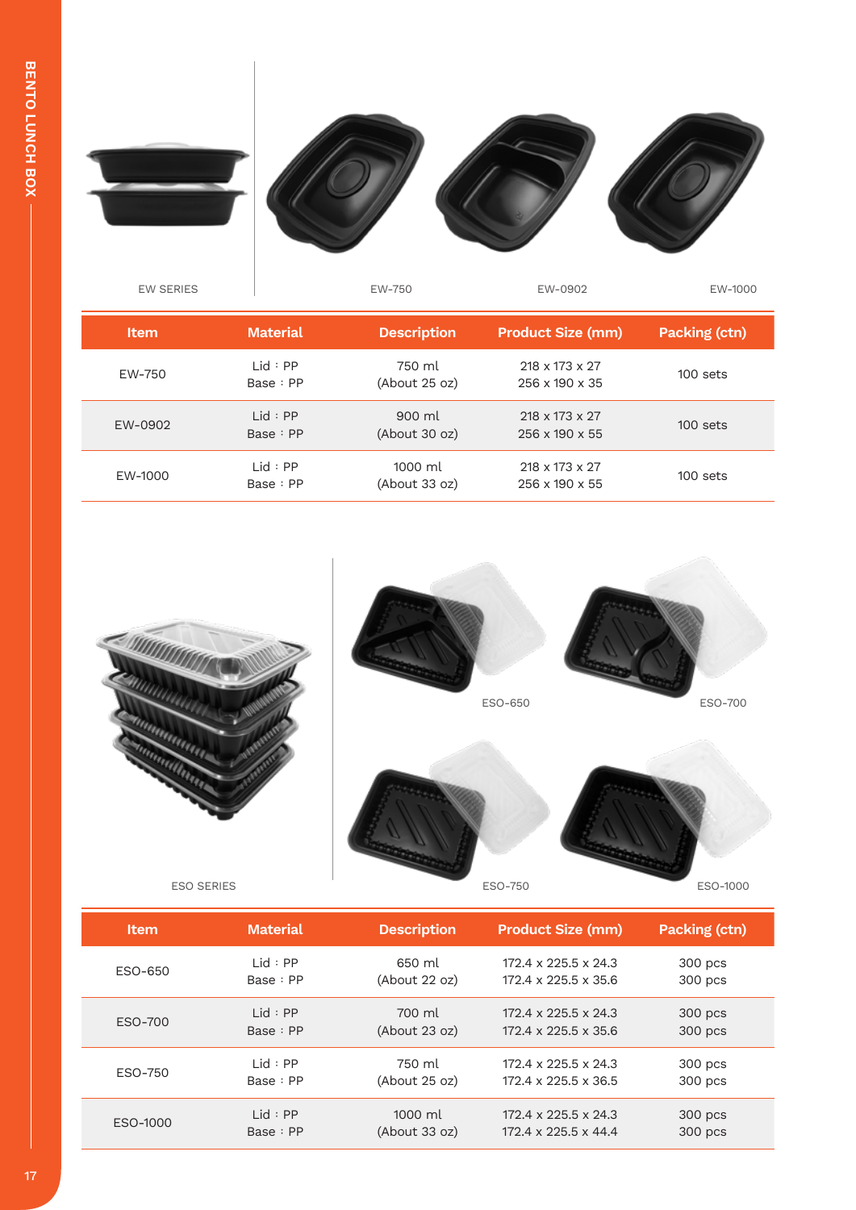EW SERIES

EW-750

EW-0902

EW-1000

| Item | Material | Description | Product Size (mm) | Packing (ctn) |
| --- | --- | --- | --- | --- |
| EW-750 | Lid : PP<br>Base : PP | 750 ml<br>(About 25 oz) | 218 x 173 x 27<br>256 x 190 x 35 | 100 sets |
| EW-0902 | Lid : PP<br>Base : PP | 900 ml<br>(About 30 oz) | 218 x 173 x 27<br>256 x 190 x 55 | 100 sets |
| EW-1000 | Lid : PP<br>Base : PP | 1000 ml<br>(About 33 oz) | 218 x 173 x 27<br>256 x 190 x 55 | 100 sets |

ESO SERIES

ESO-650

ESO-700

ESO-750

ESO-1000

| Item | Material | Description | Product Size (mm) | Packing (ctn) |
| --- | --- | --- | --- | --- |
| ESO-650 | Lid : PP<br>Base : PP | 650 ml<br>(About 22 oz) | 172.4 x 225.5 x 24.3<br>172.4 x 225.5 x 35.6 | 300 pcs<br>300 pcs |
| ESO-700 | Lid : PP<br>Base : PP | 700 ml<br>(About 23 oz) | 172.4 x 225.5 x 24.3<br>172.4 x 225.5 x 35.6 | 300 pcs<br>300 pcs |
| ESO-750 | Lid : PP<br>Base : PP | 750 ml<br>(About 25 oz) | 172.4 x 225.5 x 24.3<br>172.4 x 225.5 x 36.5 | 300 pcs<br>300 pcs |
| ESO-1000 | Lid : PP<br>Base : PP | 1000 ml<br>(About 33 oz) | 172.4 x 225.5 x 24.3<br>172.4 x 225.5 x 44.4 | 300 pcs<br>300 pcs |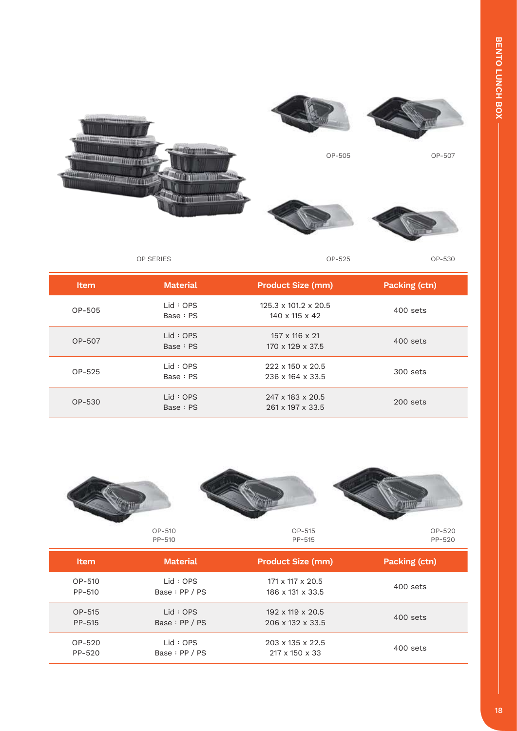OP SERIES

OP-505

OP-507

OP-525

OP-530

| Item | Material | Product Size (mm) | Packing (ctn) |
| --- | --- | --- | --- |
| OP-505 | Lid：OPS<br>Base：PS | 125.3 x 101.2 x 20.5<br>140 x 115 x 42 | 400 sets |
| OP-507 | Lid：OPS<br>Base：PS | 157 x 116 x 21<br>170 x 129 x 37.5 | 400 sets |
| OP-525 | Lid：OPS<br>Base：PS | 222 x 150 x 20.5<br>236 x 164 x 33.5 | 300 sets |
| OP-530 | Lid：OPS<br>Base：PS | 247 x 183 x 20.5<br>261 x 197 x 33.5 | 200 sets |

OP-510
PP-510

OP-515
PP-515

OP-520
PP-520

| Item | Material | Product Size (mm) | Packing (ctn) |
| --- | --- | --- | --- |
| OP-510<br>PP-510 | Lid：OPS<br>Base：PP / PS | 171 x 117 x 20.5<br>186 x 131 x 33.5 | 400 sets |
| OP-515<br>PP-515 | Lid：OPS<br>Base：PP / PS | 192 x 119 x 20.5<br>206 x 132 x 33.5 | 400 sets |
| OP-520<br>PP-520 | Lid：OPS<br>Base：PP / PS | 203 x 135 x 22.5<br>217 x 150 x 33 | 400 sets |